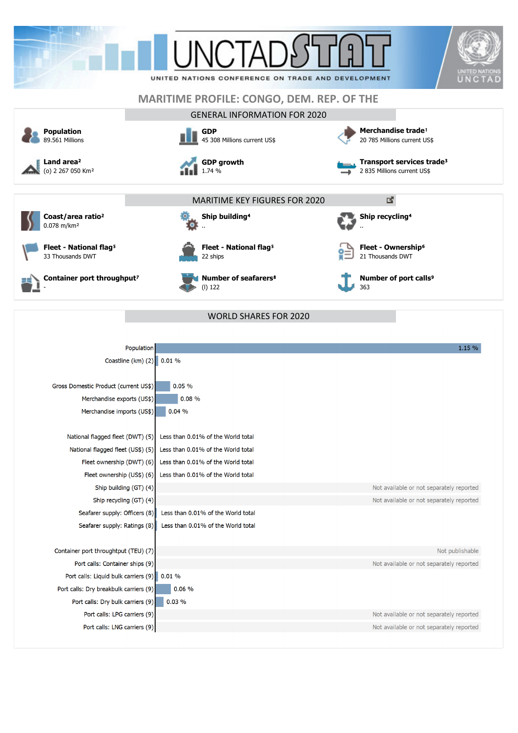# UNCTADSTAT

UNITED NATIONS CONFERENCE ON TRADE AND DEVELOPMENT

## MARITIME PROFILE: CONGO, DEM. REP. OF THE

### GENERAL INFORMATION FOR 2020

**Population**
89.561 Millions

**GDP**
45 308 Millions current US$

**Merchandise trade**[1]
20 785 Millions current US$

**Land area**[2]
(o) 2 267 050 Km²

**GDP growth**
1.74 %

**Transport services trade**[3]
2 835 Millions current US$

### MARITIME KEY FIGURES FOR 2020

**Coast/area ratio**[2]
0.078 m/km²

**Ship building**[4]
..

**Ship recycling**[4]
..

**Fleet - National flag**[5]
33 Thousands DWT

**Fleet - National flag**[5]
22 ships

**Fleet - Ownership**[6]
21 Thousands DWT

**Container port throughput**[7]
-

**Number of seafarers**[8]
(I) 122

**Number of port calls**[9]
363

### WORLD SHARES FOR 2020

| Indicator | World share |
|---|---|
| Population | 1.15 % |
| Coastline (km) (2) | 0.01 % |
| Gross Domestic Product (current US$) | 0.05 % |
| Merchandise exports (US$) | 0.08 % |
| Merchandise imports (US$) | 0.04 % |
| National flagged fleet (DWT) (5) | Less than 0.01% of the World total |
| National flagged fleet (US$) (5) | Less than 0.01% of the World total |
| Fleet ownership (DWT) (6) | Less than 0.01% of the World total |
| Fleet ownership (US$) (6) | Less than 0.01% of the World total |
| Ship building (GT) (4) | Not available or not separately reported |
| Ship recycling (GT) (4) | Not available or not separately reported |
| Seafarer supply: Officers (8) | Less than 0.01% of the World total |
| Seafarer supply: Ratings (8) | Less than 0.01% of the World total |
| Container port throughput (TEU) (7) | Not publishable |
| Port calls: Container ships (9) | Not available or not separately reported |
| Port calls: Liquid bulk carriers (9) | 0.01 % |
| Port calls: Dry breakbulk carriers (9) | 0.06 % |
| Port calls: Dry bulk carriers (9) | 0.03 % |
| Port calls: LPG carriers (9) | Not available or not separately reported |
| Port calls: LNG carriers (9) | Not available or not separately reported |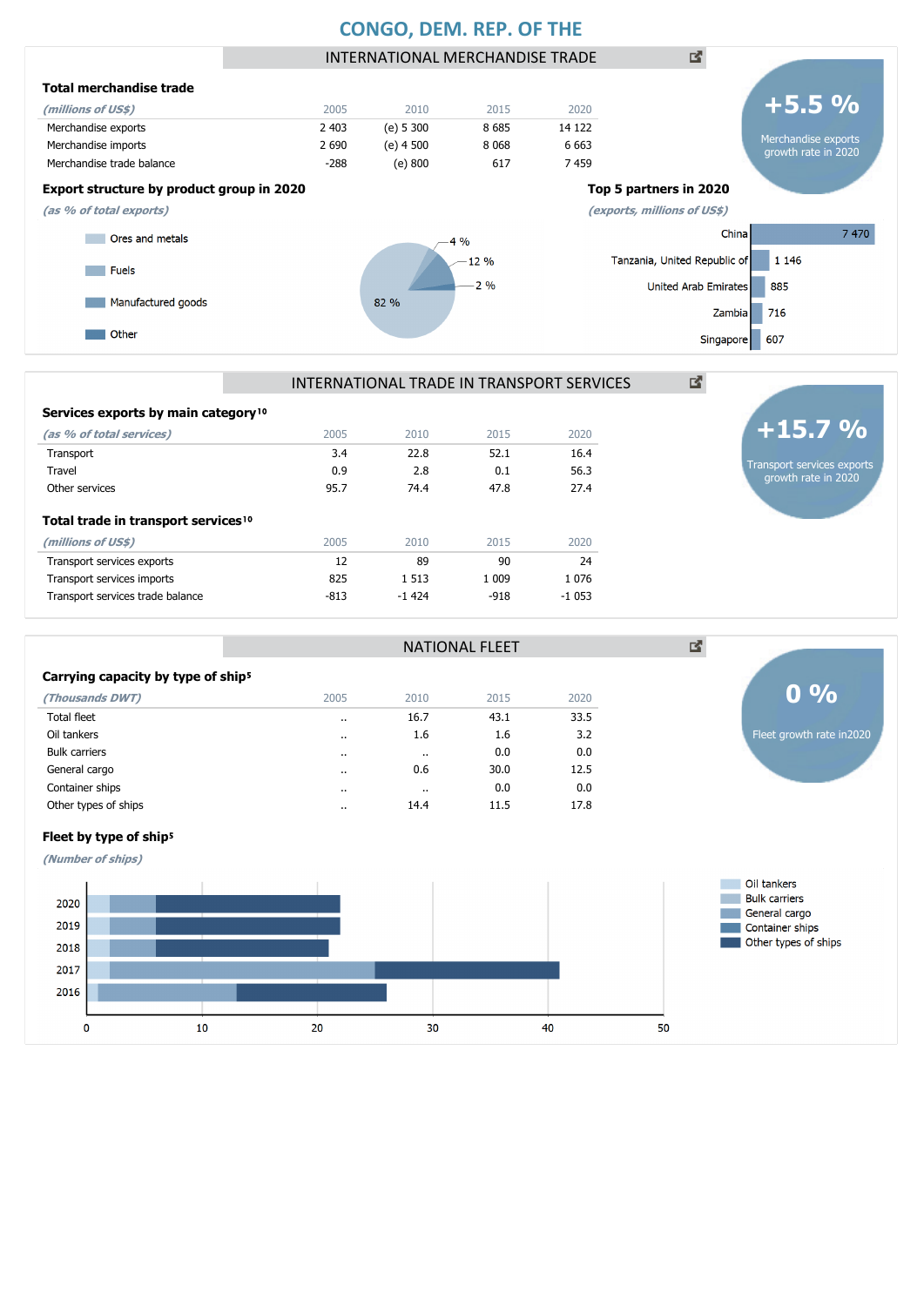# CONGO, DEM. REP. OF THE

## INTERNATIONAL MERCHANDISE TRADE

### Total merchandise trade

| *(millions of US$)* | 2005 | 2010 | 2015 | 2020 |
|---|---|---|---|---|
| Merchandise exports | 2 403 | (e) 5 300 | 8 685 | 14 122 |
| Merchandise imports | 2 690 | (e) 4 500 | 8 068 | 6 663 |
| Merchandise trade balance | -288 | (e) 800 | 617 | 7 459 |

**+5.5 %**
Merchandise exports growth rate in 2020

### Export structure by product group in 2020

*(as % of total exports)*

| Product group | % |
|---|---|
| Ores and metals | 82 % |
| Fuels | 4 % |
| Manufactured goods | 12 % |
| Other | 2 % |

### Top 5 partners in 2020

*(exports, millions of US$)*

| Partner | Exports |
|---|---|
| China | 7 470 |
| Tanzania, United Republic of | 1 146 |
| United Arab Emirates | 885 |
| Zambia | 716 |
| Singapore | 607 |

## INTERNATIONAL TRADE IN TRANSPORT SERVICES

### Services exports by main category[10]

| *(as % of total services)* | 2005 | 2010 | 2015 | 2020 |
|---|---|---|---|---|
| Transport | 3.4 | 22.8 | 52.1 | 16.4 |
| Travel | 0.9 | 2.8 | 0.1 | 56.3 |
| Other services | 95.7 | 74.4 | 47.8 | 27.4 |

**+15.7 %**
Transport services exports growth rate in 2020

### Total trade in transport services[10]

| *(millions of US$)* | 2005 | 2010 | 2015 | 2020 |
|---|---|---|---|---|
| Transport services exports | 12 | 89 | 90 | 24 |
| Transport services imports | 825 | 1 513 | 1 009 | 1 076 |
| Transport services trade balance | -813 | -1 424 | -918 | -1 053 |

## NATIONAL FLEET

### Carrying capacity by type of ship[5]

| *(Thousands DWT)* | 2005 | 2010 | 2015 | 2020 |
|---|---|---|---|---|
| Total fleet | .. | 16.7 | 43.1 | 33.5 |
| Oil tankers | .. | 1.6 | 1.6 | 3.2 |
| Bulk carriers | .. | .. | 0.0 | 0.0 |
| General cargo | .. | 0.6 | 30.0 | 12.5 |
| Container ships | .. | .. | 0.0 | 0.0 |
| Other types of ships | .. | 14.4 | 11.5 | 17.8 |

**0 %**
Fleet growth rate in2020

### Fleet by type of ship[5]

*(Number of ships)*

Years: 2020, 2019, 2018, 2017, 2016 (axis 0–50)

Legend: Oil tankers, Bulk carriers, General cargo, Container ships, Other types of ships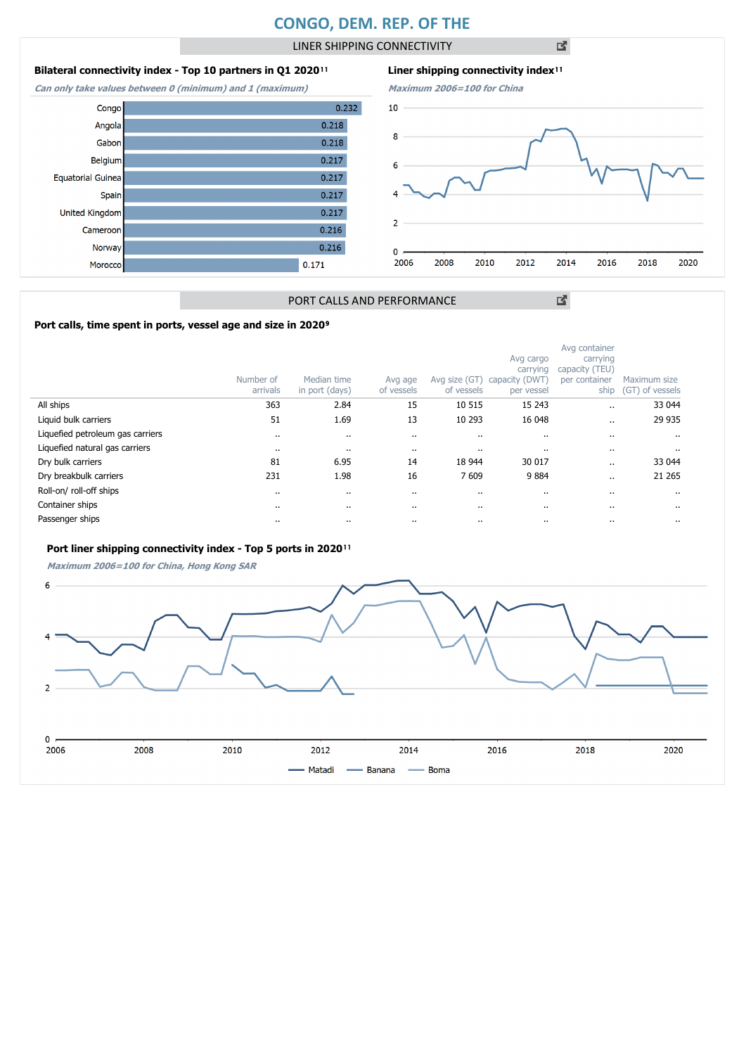# CONGO, DEM. REP. OF THE

## LINER SHIPPING CONNECTIVITY

### Bilateral connectivity index - Top 10 partners in Q1 2020[11]

*Can only take values between 0 (minimum) and 1 (maximum)*

| Partner | Index |
|---|---|
| Congo | 0.232 |
| Angola | 0.218 |
| Gabon | 0.218 |
| Belgium | 0.217 |
| Equatorial Guinea | 0.217 |
| Spain | 0.217 |
| United Kingdom | 0.217 |
| Cameroon | 0.216 |
| Norway | 0.216 |
| Morocco | 0.171 |

### Liner shipping connectivity index[11]

*Maximum 2006=100 for China*

## PORT CALLS AND PERFORMANCE

### Port calls, time spent in ports, vessel age and size in 2020[9]

| | Number of arrivals | Median time in port (days) | Avg age of vessels | Avg size (GT) of vessels | Avg cargo carrying capacity (DWT) per vessel | Avg container carrying capacity (TEU) per container ship | Maximum size (GT) of vessels |
|---|---|---|---|---|---|---|---|
| All ships | 363 | 2.84 | 15 | 10 515 | 15 243 | .. | 33 044 |
| Liquid bulk carriers | 51 | 1.69 | 13 | 10 293 | 16 048 | .. | 29 935 |
| Liquefied petroleum gas carriers | .. | .. | .. | .. | .. | .. | .. |
| Liquefied natural gas carriers | .. | .. | .. | .. | .. | .. | .. |
| Dry bulk carriers | 81 | 6.95 | 14 | 18 944 | 30 017 | .. | 33 044 |
| Dry breakbulk carriers | 231 | 1.98 | 16 | 7 609 | 9 884 | .. | 21 265 |
| Roll-on/ roll-off ships | .. | .. | .. | .. | .. | .. | .. |
| Container ships | .. | .. | .. | .. | .. | .. | .. |
| Passenger ships | .. | .. | .. | .. | .. | .. | .. |

### Port liner shipping connectivity index - Top 5 ports in 2020[11]

*Maximum 2006=100 for China, Hong Kong SAR*

Matadi, Banana, Boma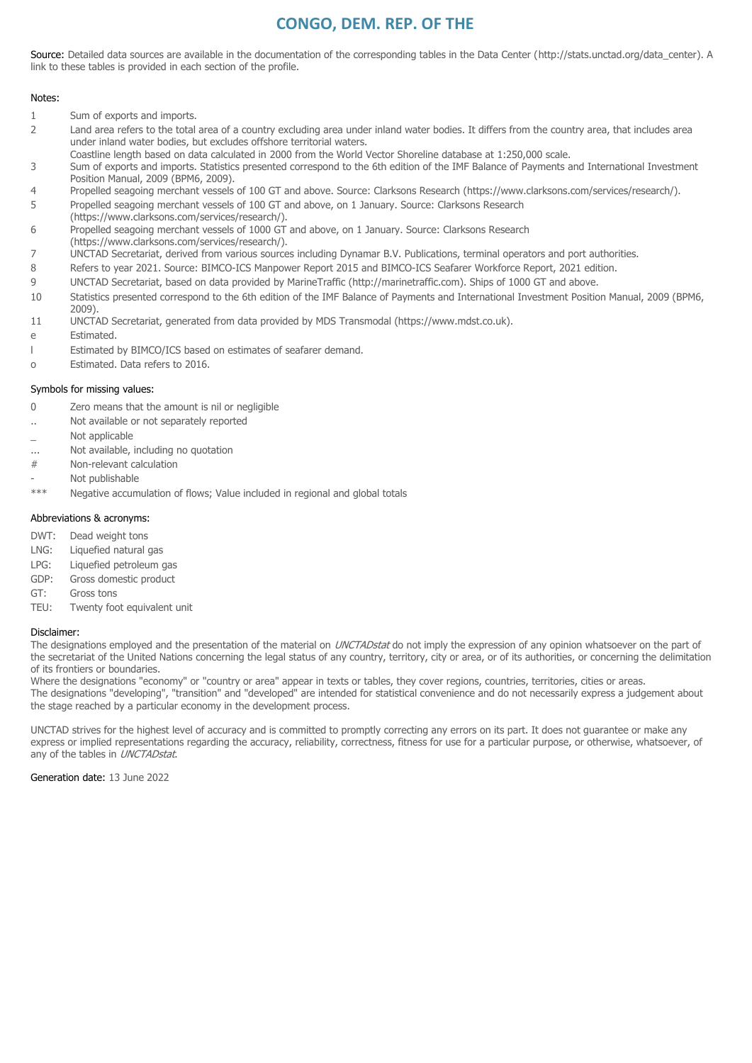# CONGO, DEM. REP. OF THE

**Source:** Detailed data sources are available in the documentation of the corresponding tables in the Data Center (http://stats.unctad.org/data_center). A link to these tables is provided in each section of the profile.

**Notes:**

| | |
|---|---|
| 1 | Sum of exports and imports. |
| 2 | Land area refers to the total area of a country excluding area under inland water bodies. It differs from the country area, that includes area under inland water bodies, but excludes offshore territorial waters. Coastline length based on data calculated in 2000 from the World Vector Shoreline database at 1:250,000 scale. |
| 3 | Sum of exports and imports. Statistics presented correspond to the 6th edition of the IMF Balance of Payments and International Investment Position Manual, 2009 (BPM6, 2009). |
| 4 | Propelled seagoing merchant vessels of 100 GT and above. Source: Clarksons Research (https://www.clarksons.com/services/research/). |
| 5 | Propelled seagoing merchant vessels of 100 GT and above, on 1 January. Source: Clarksons Research (https://www.clarksons.com/services/research/). |
| 6 | Propelled seagoing merchant vessels of 1000 GT and above, on 1 January. Source: Clarksons Research (https://www.clarksons.com/services/research/). |
| 7 | UNCTAD Secretariat, derived from various sources including Dynamar B.V. Publications, terminal operators and port authorities. |
| 8 | Refers to year 2021. Source: BIMCO-ICS Manpower Report 2015 and BIMCO-ICS Seafarer Workforce Report, 2021 edition. |
| 9 | UNCTAD Secretariat, based on data provided by MarineTraffic (http://marinetraffic.com). Ships of 1000 GT and above. |
| 10 | Statistics presented correspond to the 6th edition of the IMF Balance of Payments and International Investment Position Manual, 2009 (BPM6, 2009). |
| 11 | UNCTAD Secretariat, generated from data provided by MDS Transmodal (https://www.mdst.co.uk). |
| e | Estimated. |
| l | Estimated by BIMCO/ICS based on estimates of seafarer demand. |
| o | Estimated. Data refers to 2016. |

**Symbols for missing values:**

| | |
|---|---|
| 0 | Zero means that the amount is nil or negligible |
| .. | Not available or not separately reported |
| _ | Not applicable |
| ... | Not available, including no quotation |
| # | Non-relevant calculation |
| - | Not publishable |
| *** | Negative accumulation of flows; Value included in regional and global totals |

**Abbreviations & acronyms:**

| | |
|---|---|
| DWT: | Dead weight tons |
| LNG: | Liquefied natural gas |
| LPG: | Liquefied petroleum gas |
| GDP: | Gross domestic product |
| GT: | Gross tons |
| TEU: | Twenty foot equivalent unit |

**Disclaimer:**

The designations employed and the presentation of the material on *UNCTADstat* do not imply the expression of any opinion whatsoever on the part of the secretariat of the United Nations concerning the legal status of any country, territory, city or area, or of its authorities, or concerning the delimitation of its frontiers or boundaries.
Where the designations "economy" or "country or area" appear in texts or tables, they cover regions, countries, territories, cities or areas.
The designations "developing", "transition" and "developed" are intended for statistical convenience and do not necessarily express a judgement about the stage reached by a particular economy in the development process.

UNCTAD strives for the highest level of accuracy and is committed to promptly correcting any errors on its part. It does not guarantee or make any express or implied representations regarding the accuracy, reliability, correctness, fitness for use for a particular purpose, or otherwise, whatsoever, of any of the tables in *UNCTADstat*.

**Generation date:** 13 June 2022